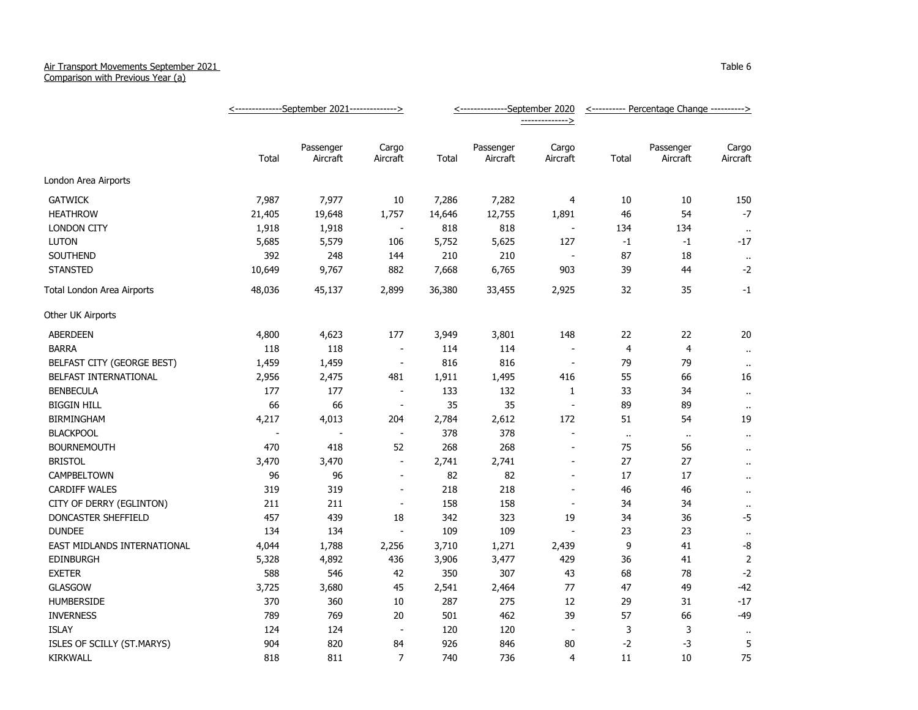Air Transport Movements September 2021
Comparison with Previous Year (a)

Table 6

| | September 2021 | | | September 2020 | | | Percentage Change | | |
|---|---|---|---|---|---|---|---|---|---|
| | Total | Passenger Aircraft | Cargo Aircraft | Total | Passenger Aircraft | Cargo Aircraft | Total | Passenger Aircraft | Cargo Aircraft |
| London Area Airports | | | | | | | | | |
| GATWICK | 7,987 | 7,977 | 10 | 7,286 | 7,282 | 4 | 10 | 10 | 150 |
| HEATHROW | 21,405 | 19,648 | 1,757 | 14,646 | 12,755 | 1,891 | 46 | 54 | -7 |
| LONDON CITY | 1,918 | 1,918 | - | 818 | 818 | - | 134 | 134 | .. |
| LUTON | 5,685 | 5,579 | 106 | 5,752 | 5,625 | 127 | -1 | -1 | -17 |
| SOUTHEND | 392 | 248 | 144 | 210 | 210 | - | 87 | 18 | .. |
| STANSTED | 10,649 | 9,767 | 882 | 7,668 | 6,765 | 903 | 39 | 44 | -2 |
| Total London Area Airports | 48,036 | 45,137 | 2,899 | 36,380 | 33,455 | 2,925 | 32 | 35 | -1 |
| Other UK Airports | | | | | | | | | |
| ABERDEEN | 4,800 | 4,623 | 177 | 3,949 | 3,801 | 148 | 22 | 22 | 20 |
| BARRA | 118 | 118 | - | 114 | 114 | - | 4 | 4 | .. |
| BELFAST CITY (GEORGE BEST) | 1,459 | 1,459 | - | 816 | 816 | - | 79 | 79 | .. |
| BELFAST INTERNATIONAL | 2,956 | 2,475 | 481 | 1,911 | 1,495 | 416 | 55 | 66 | 16 |
| BENBECULA | 177 | 177 | - | 133 | 132 | 1 | 33 | 34 | .. |
| BIGGIN HILL | 66 | 66 | - | 35 | 35 | - | 89 | 89 | .. |
| BIRMINGHAM | 4,217 | 4,013 | 204 | 2,784 | 2,612 | 172 | 51 | 54 | 19 |
| BLACKPOOL | - | - | - | 378 | 378 | - | .. | .. | .. |
| BOURNEMOUTH | 470 | 418 | 52 | 268 | 268 | - | 75 | 56 | .. |
| BRISTOL | 3,470 | 3,470 | - | 2,741 | 2,741 | - | 27 | 27 | .. |
| CAMPBELTOWN | 96 | 96 | - | 82 | 82 | - | 17 | 17 | .. |
| CARDIFF WALES | 319 | 319 | - | 218 | 218 | - | 46 | 46 | .. |
| CITY OF DERRY (EGLINTON) | 211 | 211 | - | 158 | 158 | - | 34 | 34 | .. |
| DONCASTER SHEFFIELD | 457 | 439 | 18 | 342 | 323 | 19 | 34 | 36 | -5 |
| DUNDEE | 134 | 134 | - | 109 | 109 | - | 23 | 23 | .. |
| EAST MIDLANDS INTERNATIONAL | 4,044 | 1,788 | 2,256 | 3,710 | 1,271 | 2,439 | 9 | 41 | -8 |
| EDINBURGH | 5,328 | 4,892 | 436 | 3,906 | 3,477 | 429 | 36 | 41 | 2 |
| EXETER | 588 | 546 | 42 | 350 | 307 | 43 | 68 | 78 | -2 |
| GLASGOW | 3,725 | 3,680 | 45 | 2,541 | 2,464 | 77 | 47 | 49 | -42 |
| HUMBERSIDE | 370 | 360 | 10 | 287 | 275 | 12 | 29 | 31 | -17 |
| INVERNESS | 789 | 769 | 20 | 501 | 462 | 39 | 57 | 66 | -49 |
| ISLAY | 124 | 124 | - | 120 | 120 | - | 3 | 3 | .. |
| ISLES OF SCILLY (ST.MARYS) | 904 | 820 | 84 | 926 | 846 | 80 | -2 | -3 | 5 |
| KIRKWALL | 818 | 811 | 7 | 740 | 736 | 4 | 11 | 10 | 75 |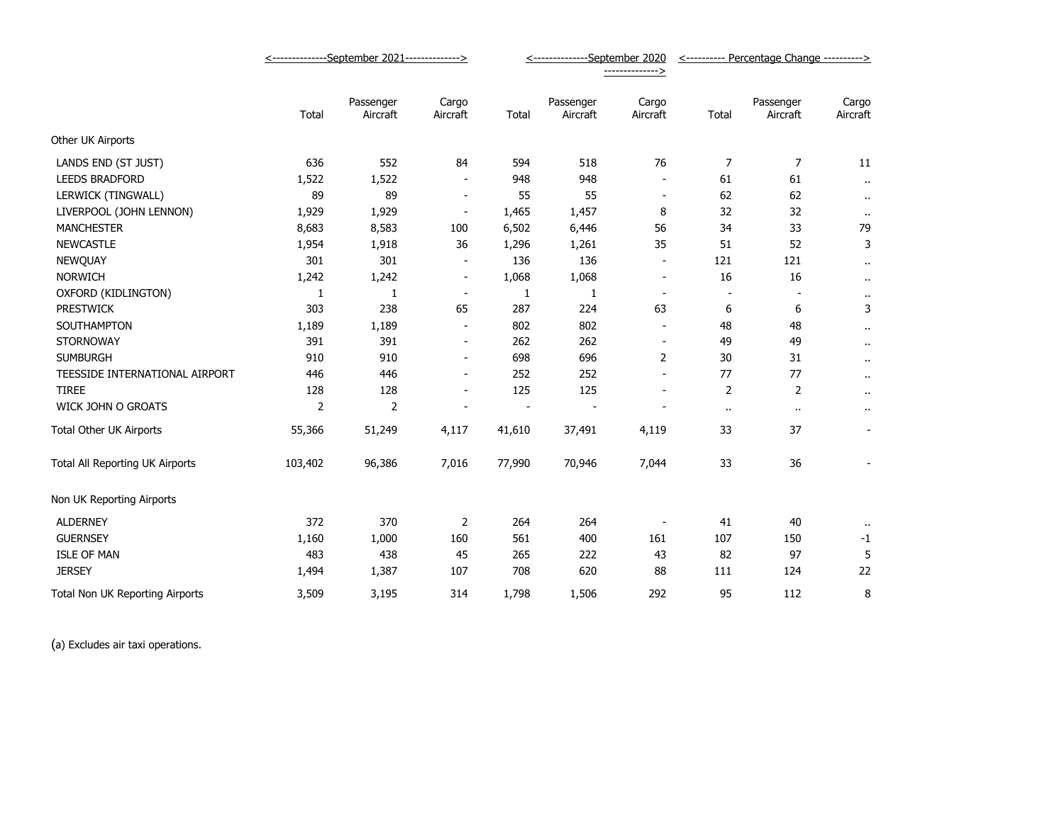| | September 2021 | | | September 2020 | | | Percentage Change | | |
|---|---|---|---|---|---|---|---|---|---|
| | Total | Passenger Aircraft | Cargo Aircraft | Total | Passenger Aircraft | Cargo Aircraft | Total | Passenger Aircraft | Cargo Aircraft |
| Other UK Airports | | | | | | | | | |
| LANDS END (ST JUST) | 636 | 552 | 84 | 594 | 518 | 76 | 7 | 7 | 11 |
| LEEDS BRADFORD | 1,522 | 1,522 | - | 948 | 948 | - | 61 | 61 | .. |
| LERWICK (TINGWALL) | 89 | 89 | - | 55 | 55 | - | 62 | 62 | .. |
| LIVERPOOL (JOHN LENNON) | 1,929 | 1,929 | - | 1,465 | 1,457 | 8 | 32 | 32 | .. |
| MANCHESTER | 8,683 | 8,583 | 100 | 6,502 | 6,446 | 56 | 34 | 33 | 79 |
| NEWCASTLE | 1,954 | 1,918 | 36 | 1,296 | 1,261 | 35 | 51 | 52 | 3 |
| NEWQUAY | 301 | 301 | - | 136 | 136 | - | 121 | 121 | .. |
| NORWICH | 1,242 | 1,242 | - | 1,068 | 1,068 | - | 16 | 16 | .. |
| OXFORD (KIDLINGTON) | 1 | 1 | - | 1 | 1 | - | - | - | .. |
| PRESTWICK | 303 | 238 | 65 | 287 | 224 | 63 | 6 | 6 | 3 |
| SOUTHAMPTON | 1,189 | 1,189 | - | 802 | 802 | - | 48 | 48 | .. |
| STORNOWAY | 391 | 391 | - | 262 | 262 | - | 49 | 49 | .. |
| SUMBURGH | 910 | 910 | - | 698 | 696 | 2 | 30 | 31 | .. |
| TEESSIDE INTERNATIONAL AIRPORT | 446 | 446 | - | 252 | 252 | - | 77 | 77 | .. |
| TIREE | 128 | 128 | - | 125 | 125 | - | 2 | 2 | .. |
| WICK JOHN O GROATS | 2 | 2 | - | - | - | - | .. | .. | .. |
| Total Other UK Airports | 55,366 | 51,249 | 4,117 | 41,610 | 37,491 | 4,119 | 33 | 37 | - |
| Total All Reporting UK Airports | 103,402 | 96,386 | 7,016 | 77,990 | 70,946 | 7,044 | 33 | 36 | - |
| Non UK Reporting Airports | | | | | | | | | |
| ALDERNEY | 372 | 370 | 2 | 264 | 264 | - | 41 | 40 | .. |
| GUERNSEY | 1,160 | 1,000 | 160 | 561 | 400 | 161 | 107 | 150 | -1 |
| ISLE OF MAN | 483 | 438 | 45 | 265 | 222 | 43 | 82 | 97 | 5 |
| JERSEY | 1,494 | 1,387 | 107 | 708 | 620 | 88 | 111 | 124 | 22 |
| Total Non UK Reporting Airports | 3,509 | 3,195 | 314 | 1,798 | 1,506 | 292 | 95 | 112 | 8 |

(a) Excludes air taxi operations.